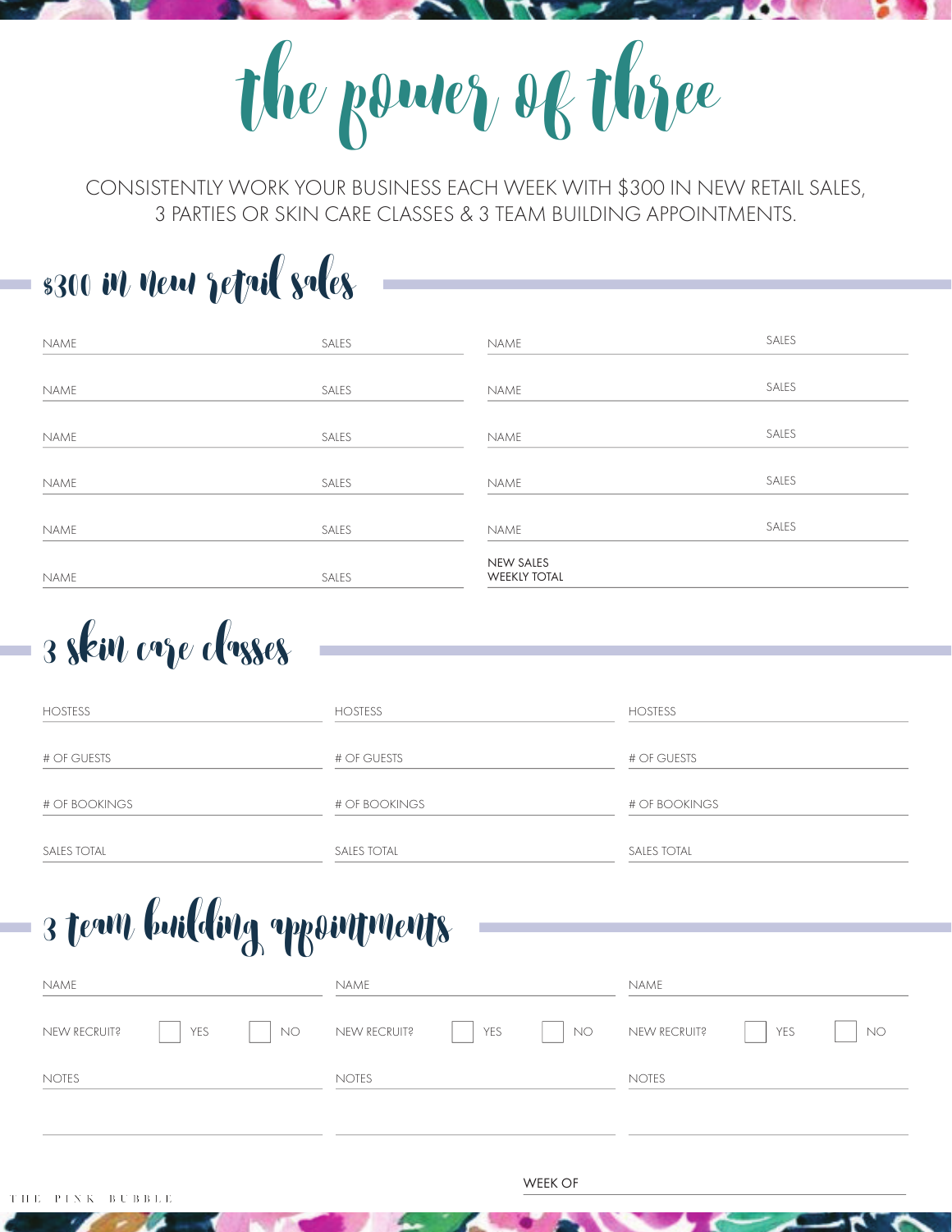# the power of three

CONSISTENTLY WORK YOUR BUSINESS EACH WEEK WITH $300 IN NEW RETAIL SALES, 3 PARTIES OR SKIN CARE CLASSES & 3 TEAM BUILDING APPOINTMENTS.

## $300 in new retail sales

| NAME | SALES | NAME | SALES |
|---|---|---|---|
| NAME | SALES | NAME | SALES |
| NAME | SALES | NAME | SALES |
| NAME | SALES | NAME | SALES |
| NAME | SALES | NAME | SALES |
| NAME | SALES | NAME | SALES |
| NAME | SALES | NEW SALES WEEKLY TOTAL | |

## 3 skin care classes

| | | |
|---|---|---|
| HOSTESS | HOSTESS | HOSTESS |
| # OF GUESTS | # OF GUESTS | # OF GUESTS |
| # OF BOOKINGS | # OF BOOKINGS | # OF BOOKINGS |
| SALES TOTAL | SALES TOTAL | SALES TOTAL |

## 3 team building appointments

| | | |
|---|---|---|
| NAME | NAME | NAME |
| NEW RECRUIT? ☐ YES ☐ NO | NEW RECRUIT? ☐ YES ☐ NO | NEW RECRUIT? ☐ YES ☐ NO |
| NOTES | NOTES | NOTES |

WEEK OF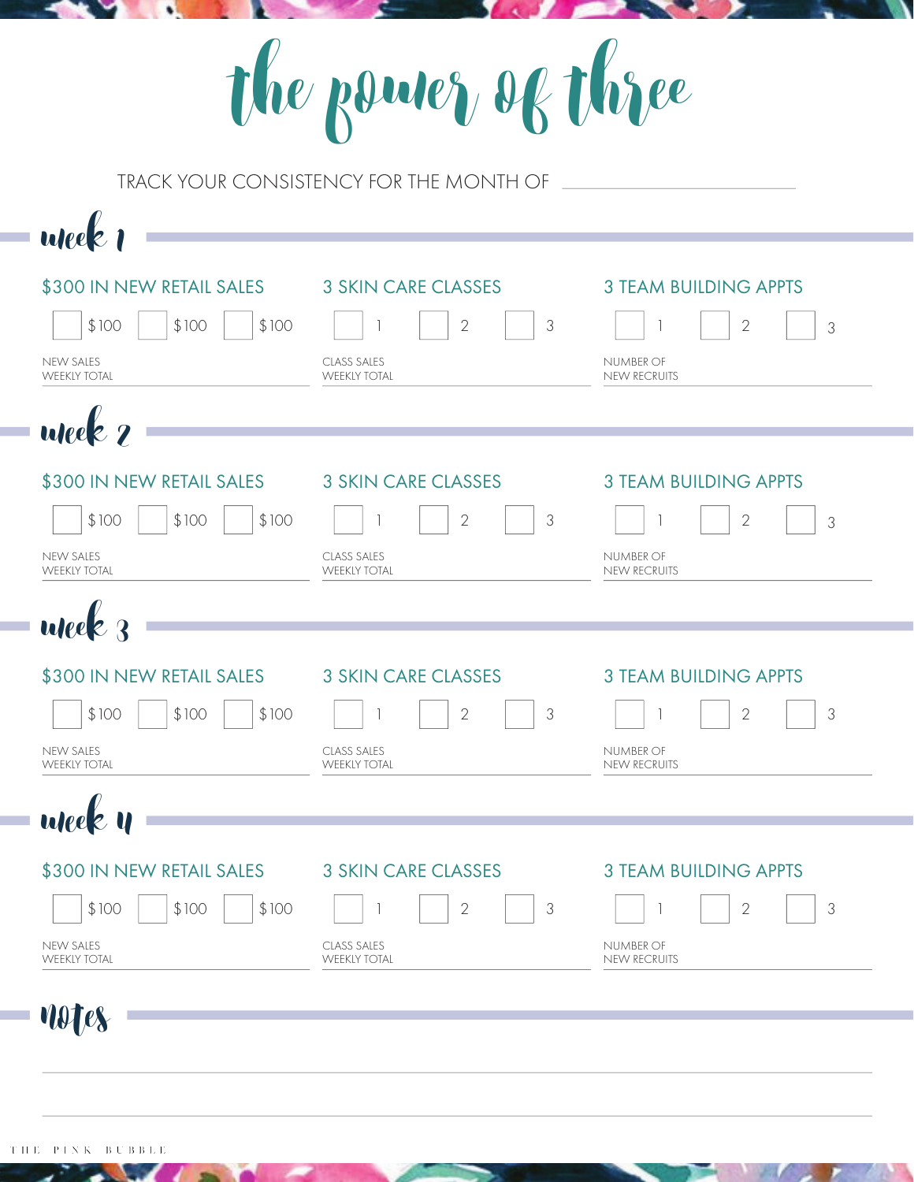# the power of three

TRACK YOUR CONSISTENCY FOR THE MONTH OF ____________________

## week 1

| $300 IN NEW RETAIL SALES | 3 SKIN CARE CLASSES | 3 TEAM BUILDING APPTS |
|---|---|---|
| ☐ $100 ☐ $100 ☐ $100 | ☐ 1 ☐ 2 ☐ 3 | ☐ 1 ☐ 2 ☐ 3 |
| NEW SALES WEEKLY TOTAL | CLASS SALES WEEKLY TOTAL | NUMBER OF NEW RECRUITS |

## week 2

| $300 IN NEW RETAIL SALES | 3 SKIN CARE CLASSES | 3 TEAM BUILDING APPTS |
|---|---|---|
| ☐ $100 ☐ $100 ☐ $100 | ☐ 1 ☐ 2 ☐ 3 | ☐ 1 ☐ 2 ☐ 3 |
| NEW SALES WEEKLY TOTAL | CLASS SALES WEEKLY TOTAL | NUMBER OF NEW RECRUITS |

## week 3

| $300 IN NEW RETAIL SALES | 3 SKIN CARE CLASSES | 3 TEAM BUILDING APPTS |
|---|---|---|
| ☐ $100 ☐ $100 ☐ $100 | ☐ 1 ☐ 2 ☐ 3 | ☐ 1 ☐ 2 ☐ 3 |
| NEW SALES WEEKLY TOTAL | CLASS SALES WEEKLY TOTAL | NUMBER OF NEW RECRUITS |

## week 4

| $300 IN NEW RETAIL SALES | 3 SKIN CARE CLASSES | 3 TEAM BUILDING APPTS |
|---|---|---|
| ☐ $100 ☐ $100 ☐ $100 | ☐ 1 ☐ 2 ☐ 3 | ☐ 1 ☐ 2 ☐ 3 |
| NEW SALES WEEKLY TOTAL | CLASS SALES WEEKLY TOTAL | NUMBER OF NEW RECRUITS |

## notes

THE PINK BUBBLE